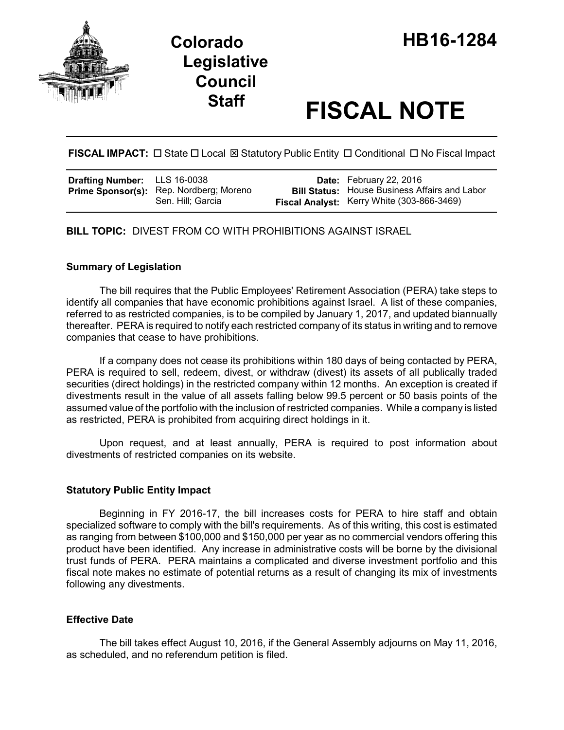# Colorado Legislative Council Staff

# HB16-1284

# FISCAL NOTE

**FISCAL IMPACT:** ☐ State ☐ Local ☒ Statutory Public Entity ☐ Conditional ☐ No Fiscal Impact

| | | | |
|---|---|---|---|
| **Drafting Number:** | LLS 16-0038 | **Date:** | February 22, 2016 |
| **Prime Sponsor(s):** | Rep. Nordberg; Moreno<br>Sen. Hill; Garcia | **Bill Status:** | House Business Affairs and Labor |
| | | **Fiscal Analyst:** | Kerry White (303-866-3469) |

**BILL TOPIC:** DIVEST FROM CO WITH PROHIBITIONS AGAINST ISRAEL

### Summary of Legislation

The bill requires that the Public Employees' Retirement Association (PERA) take steps to identify all companies that have economic prohibitions against Israel. A list of these companies, referred to as restricted companies, is to be compiled by January 1, 2017, and updated biannually thereafter. PERA is required to notify each restricted company of its status in writing and to remove companies that cease to have prohibitions.

If a company does not cease its prohibitions within 180 days of being contacted by PERA, PERA is required to sell, redeem, divest, or withdraw (divest) its assets of all publically traded securities (direct holdings) in the restricted company within 12 months. An exception is created if divestments result in the value of all assets falling below 99.5 percent or 50 basis points of the assumed value of the portfolio with the inclusion of restricted companies. While a company is listed as restricted, PERA is prohibited from acquiring direct holdings in it.

Upon request, and at least annually, PERA is required to post information about divestments of restricted companies on its website.

### Statutory Public Entity Impact

Beginning in FY 2016-17, the bill increases costs for PERA to hire staff and obtain specialized software to comply with the bill's requirements. As of this writing, this cost is estimated as ranging from between $100,000 and $150,000 per year as no commercial vendors offering this product have been identified. Any increase in administrative costs will be borne by the divisional trust funds of PERA. PERA maintains a complicated and diverse investment portfolio and this fiscal note makes no estimate of potential returns as a result of changing its mix of investments following any divestments.

### Effective Date

The bill takes effect August 10, 2016, if the General Assembly adjourns on May 11, 2016, as scheduled, and no referendum petition is filed.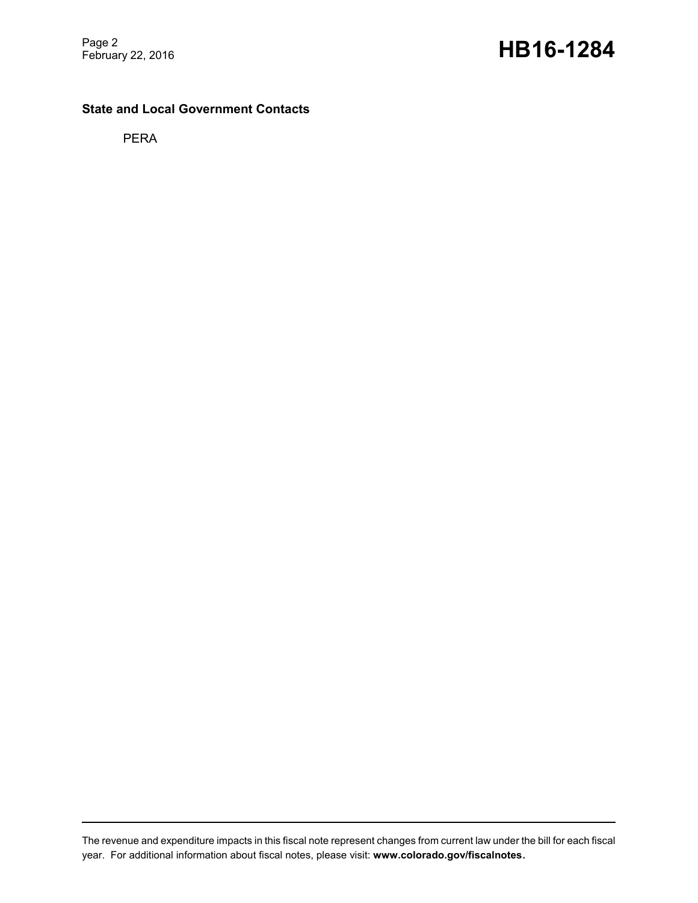### State and Local Government Contacts

PERA

The revenue and expenditure impacts in this fiscal note represent changes from current law under the bill for each fiscal year. For additional information about fiscal notes, please visit: **www.colorado.gov/fiscalnotes.**